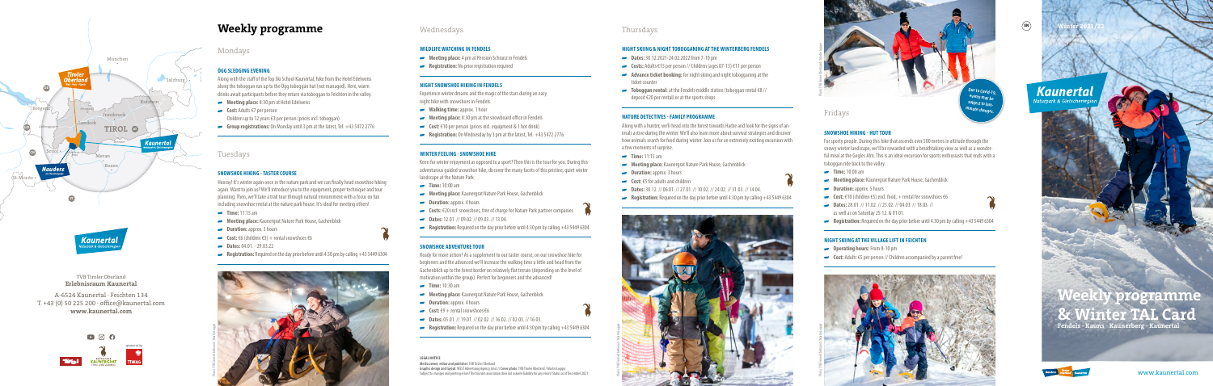# Weekly programme

## Mondays

### ÖGG SLEDGING EVENING

Along with the staff of the Top Ski School Kaunertal, hike from the Hotel Edelweiss along the toboggan run up to the Ögg toboggan hut (not managed). Here, warm drinks await participants before they return via toboggan to Feichten in the valley.

- **Meeting place:** 8:30 pm at Hotel Edelweiss
- **Cost:** Adults €7 per person Children up to 12 years €3 per person (prices incl. toboggan)
- **Group registrations:** On Monday until 3 pm at the latest, Tel. +43 5472 2776

## Tuesdays

### SNOWSHOE HIKING - TASTER COURSE

Hooray! It's winter again once in the nature park and we can finally head snowshoe hiking again. Want to join us? We'll introduce you to the equipment, proper technique and tour planning. Then, we'll take a trail tour through natural environment with a focus on fun including snowshoe rental at the nature park house: It's ideal for meeting others!

- **Time:** 11:15 am
- **Meeting place:** Kaunergrat Nature Park House, Gachenblick
- **Duration:** approx. 3 hours
- **Cost:** €6 (children €3) + rental snowshoes €6
- **Dates:** 04.01. - 29.03.22
- **Registration:** Required on the day prior before until 4:30 pm by calling +43 5449 6304

## Wednesdays

### WILDLIFE WATCHING IN FENDELS

- **Meeting place:** 4 pm at Pension Schranz in Fendels
- **Registration:** No prior registration required

### NIGHT SNOWSHOE HIKING IN FENDELS

Experience winter dreams and the magic of the stars during an easy night hike with snowshoes in Fendels.

- **Walking time:** approx. 1 hour
- **Meeting place:** 8:30 pm at the snowboard office in Fendels
- **Cost:** €10 per person (prices incl. equipment & 1 hot drink)
- **Registration:** On Wednesday by 3 pm at the latest, Tel. +43 5472 2776

### WINTER FEELING - SNOWSHOE HIKE

Keen for winter enjoyment as opposed to a sport? Then this is the tour for you. During this adventurous guided snowshoe hike, discover the many facets of this pristine, quiet winter landscape at the Nature Park.

- **Time:** 10:00 am
- **Meeting place:** Kaunergrat Nature Park House, Gachenblick
- **Duration:** approx. 4 hours
- **Costs:** €20 incl. snowshoes, free of charge for Nature Park partner companies
- **Dates:** 12.01. // 09.02. // 09.03. // 13.04.
- **Registration:** Required on the day prior before until 4:30 pm by calling +43 5449 6304

### SNOWSHOE ADVENTURE TOUR

Ready for more action? As a supplement to our taster course, on our snowshoe hike for beginners and the advanced we'll increase the walking time a little and head from the Gachenblick up to the forest border on relatively flat terrain (depending on the level of motivation within the group). Perfect for beginners and the advanced!

- **Time:** 10:30 am
- **Meeting place:** Kaunergrat Nature Park House, Gachenblick
- **Duration:** approx. 4 hours
- **Cost:** €9 + rental snowshoes €6
- **Dates:** 05.01. // 19.01. // 02.02. // 16.02. // 02.03. // 16.03.
- **Registration:** Required on the day prior before until 4:30 pm by calling +43 5449 6304

**LEGAL NOTICE**
**Media owner, editor and publisher:** TVB Tiroler Oberland
**Graphic design and layout:** WEST Advertising Agency Gmbh // **Cover photo:** TVB Tiroler Oberland / Martin Lugger
Subject to changes and printing errors! The tourism association does not assume liability for any errors! Status as of December 2021

## Thursdays

### NIGHT SKIING & NIGHT TOBOGGANING AT THE WINTERBERG FENDELS

- **Dates:** 30.12.2021-24.02.2022 from 7-10 pm
- **Costs:** Adults €15 per person // Children (ages 07-13) €11 per person
- **Advance ticket booking:** for night skiing and night tobogganing at the ticket counter
- **Toboggan rental:** at the Fendels middle station (toboggan rental €8 // deposit €20 per rental) or at the sports shops

### NATURE DETECTIVES - FAMILY PROGRAMME

Along with a hunter, we'll head into the forest towards Harbe and look for the signs of animals active during the winter. We'll also learn more about survival strategies and discover how animals search for food during winter. Join us for an extremely exciting excursion with a few moments of surprise.

- **Time:** 11:15 am
- **Meeting place:** Kaunergrat Nature Park House, Gachenblick
- **Duration:** approx. 3 hours
- **Cost:** €5 for adults and children
- **Dates:** 30.12. // 06.01. // 27.01. // 10.02. // 24.02. // 31.03. // 14.04.
- **Registration:** Required on the day prior before until 4:30 pm by calling +43 5449 6304

Due to Covid-19, events may be subject to last-minute changes.

## Fridays

### SNOWSHOE HIKING - HUT TOUR

For sporty people. During this hike that ascends over 500 metres in altitude through the snowy winter landscape, we'll be rewarded with a breathtaking view as well as a wonderful meal at the Gogles Alm. This is an ideal excursion for sports enthusiasts that ends with a toboggan ride back to the valley.

- **Time:** 10:00 am
- **Meeting place:** Kaunergrat Nature Park House, Gachenblick
- **Duration:** approx. 5 hours
- **Cost:** €10 (children €5) excl. food, + rental fee snowshoes €6
- **Dates:** 28.01. // 11.02. // 25.02. // 04.03. // 18.03. // as well as on Saturday 25.12. & 01.01.
- **Registration:** Required on the day prior before until 4:30 pm by calling +43 5449 6304

### NIGHT SKIING AT THE VILLAGE LIFT IN FEICHTEN

- **Operating hours:** From 8-10 pm
- **Cost:** Adults €5 per person // Children accompanied by a parent free!

TVB Tiroler Oberland
**Erlebnisraum Kaunertal**

A-6524 Kaunertal · Feichten 134
T. +43 (0) 50 225 200 · office@kaunertal.com
**www.kaunertal.com**

EN

Winter 2021/22

Kaunertal
Naturpark & Gletscherregion

# Weekly programme & Winter TAL Card

Fendels · Kauns · Kaunerberg · Kaunertal

www.kaunertal.com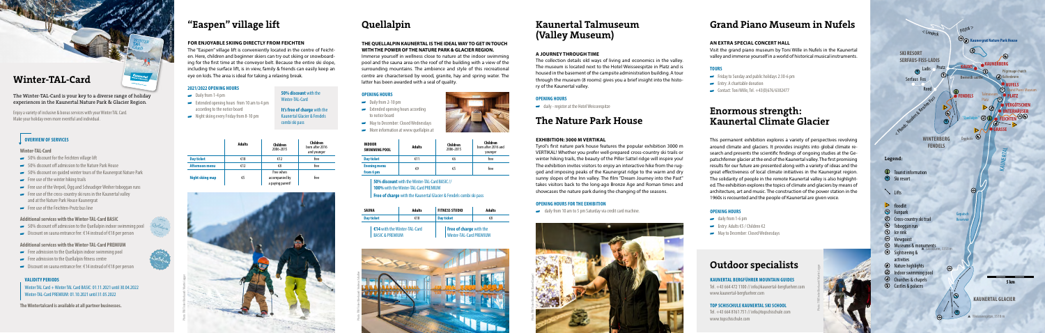# Winter-TAL-Card

The Winter-TAL-Card is your key to a diverse range of holiday experiences in the Kaunertal Nature Park & Glacier Region.

Enjoy a variety of inclusive & bonus services with your Winter TAL Card. Make your holiday even more eventful and individual.

## OVERVIEW OF SERVICES

**Winter-TAL-Card**

- 50% discount for the Feichten village lift
- 50% discount off admission to the Nature Park House
- 50% discount on guided winter tours of the Kaunergrat Nature Park
- Free use of the winter hiking trails
- Free use of the Verpeil, Ögg and Schnadiger Weiher toboggan runs
- Free use of the cross-country ski runs in the Kaunertal valley and at the Nature Park House Kaunergrat
- Free use of the Feichten-Prutz bus line

**Additional services with the Winter-TAL-Card BASIC**

- 50% discount off admission to the Quellalpin indoor swimming pool
- Discount on sauna entrance fee: €14 instead of €18 per person

**Additional services with the Winter-TAL-Card PREMIUM**

- Free admission to the Quellalpin indoor swimming pool
- Free admission to the Quellalpin fitness centre
- Discount on sauna entrance fee: €14 instead of €18 per person

### VALIDITY PERIODS

Winter TAL Card + Winter TAL Card BASIC: 01.11.2021 until 30.04.2022
Winter-TAL-Card PREMIUM: 01.10.2021 until 31.05.2022

**The Wintertalcard is available at all partner businesses.**

# "Easpen" village lift

### FOR ENJOYABLE SKIING DIRECTLY FROM FEICHTEN

The "Easpen" village lift is conveniently located in the centre of Feichten. Here, children and beginner skiers can try out skiing or snowboarding for the first time at the conveyer belt. Because the entire ski slope, including the surface lift, is in view, family & friends can easily keep an eye on kids. The area is ideal for taking a relaxing break.

### 2021/2022 OPENING HOURS

- Daily from 1-4 pm
- Extended opening hours from 10 am to 4 pm according to the notice board
- Night skiing every Friday from 8-10 pm

**50% discount** with the Winter-TAL-Card

**It's free of charge** with the Kaunertal Glacier & Fendels combi ski pass

| | Adults | Children 2006-2015 | Children born after 2016 and younger |
|---|---|---|---|
| Day ticket | €18 | €12 | free |
| Afternoon menu | €12 | €8 | free |
| Night skiing map | €5 | Free when accompanied by a paying parent! | free |

# Quellalpin

### THE QUELLALPIN KAUNERTAL IS THE IDEAL WAY TO GET IN TOUCH WITH THE POWER OF THE NATURE PARK & GLACIER REGION.

Immerse yourself in wellness close to nature at the indoor swimming pool and the sauna area on the roof of the building with a view of the surrounding mountains. The ambience and style of this recreational centre are characterised by wood, granite, hay and spring water. The latter has been awarded with a seal of quality.

### OPENING HOURS

- Daily from 2-10 pm
- Extended opening hours according to notice board
- May to December: Closed Wednesdays
- More information at www.quellalpin.at

| INDOOR SWIMMING POOL | Adults | Children 2006-2015 | Children born after 2016 and younger |
|---|---|---|---|
| Day ticket | €11 | €6 | free |
| Evening menu from 6 pm | €9 | €5 | free |

**50% discount** with the Winter-TAL-Card BASIC //
**100%** with the Winter-TAL-Card PREMIUM

**Free of charge** with the Kaunertal Glacier & Fendels combi ski pass

| SAUNA | Adults | FITNESS STUDIO | Adults |
|---|---|---|---|
| Day ticket | €18 | Day ticket | €8 |
| €14 with the Winter-TAL-Card BASIC & PREMIUM | | Free of charge with the Winter-TAL-Card PREMIUM | |

# Kaunertal Talmuseum (Valley Museum)

### A JOURNEY THROUGH TIME

The collection details old ways of living and economics in the valley. The museum is located next to the Hotel Weisseespitze in Platz and is housed in the basement of the campsite administration building. A tour through the museum (8 rooms) gives you a brief insight into the history of the Kaunertal valley.

### OPENING HOURS

- daily - register at the Hotel Weisseespitze

# The Nature Park House

### EXHIBITION: 3000 M VERTIKAL

Tyrol's first nature park house features the popular exhibition 3000 m VERTIKAL! Whether you prefer well-prepared cross-country ski trails or winter hiking trails, the beauty of the Piller Sattel ridge will inspire you! The exhibition invites visitors to enjoy an interactive hike from the rugged and imposing peaks of the Kaunergrat ridge to the warm and dry sunny slopes of the Inn valley. The film "Dream Journey into the Past" takes visitors back to the long-ago Bronze Age and Roman times and showcases the nature park during the changing of the seasons.

### OPENING HOURS FOR THE EXHIBITION

- daily from 10 am to 5 pm Saturday via credit card machine.

# Grand Piano Museum in Nufels

### AN EXTRA SPECIAL CONCERT HALL

Visit the grand piano museum by Toni Wille in Nufels in the Kaunertal valley and immerse yourself in a world of historical musical instruments.

### TOURS

- Friday to Sunday and public holidays 2:30-6 pm
- Entry: A charitable donation
- Contact: Toni Wille, Tel. +43(0)676/6382477

# Enormous strength: Kaunertal Climate Glacier

This permanent exhibition explores a variety of perspectives revolving around climate and glaciers. It provides insights into global climate research and presents the scientific findings of ongoing studies at the Gepatschferner glacier at the end of the Kaunertal valley. The first promising results for our future are presented along with a variety of ideas and the great effectiveness of local climate initiatives in the Kaunergrat region. The solidarity of people in the remote Kaunertal valley is also highlighted. The exhibition explores the topics of climate and glaciers by means of architecture, art and music. The construction of the power station in the 1960s is recounted and the people of Kaunertal are given voice.

### OPENING HOURS

- daily from 1-6 pm
- Entry: Adults €5 / Children €2
- May to December: Closed Wednesdays

# Outdoor specialists

**KAUNERTAL BERGFÜHRER MOUNTAIN GUIDES**
Tel. +43 664 472 1100 // info@kaunertal-bergfuehrer.com
www.kaunertal-bergfuehrer.com

**TOP SCHISCHULE KAUNERTAL SKI SCHOOL**
Tel. +43 664 9161751 // info@topschischule.com
www.topschischule.com

< Landeck
Prutz >
Kaunergrat Nature Park House
SKI RESORT SERFAUS-FISS-LADIS
Ladis
Prutz
Serfaus
Fiss
KAUNS
KAUNERBERG
Berneck castle
Pilgrimage church Kaltenbrunn
Ried
NUFELS
Grand Piano Museum
FENDELS
Talmuseum Platz
VERGÖTSCHEN
PLATZ
Quellalpin
UNTERHÄUSER
FEICHTEN
WINTERBERG FENDELS
Daggl
GRASSE
< Pfunds, Nauders & Reschenpass
KAUNERTAL
Gepatsch-Reservoir
Legend:
Tourist information
Ski resort
Lifts
Floodlit
Funpark
Cross-country ski trail
Toboggan run
Ice rink
Viewpoint
Museums & monuments
Sightseeing & activities
Nature highlights
Indoor swimming pool
Churches & chapels
Castles & palaces
5 km
KAUNERTAL GLACIER
Weissseespitze, 3518 m